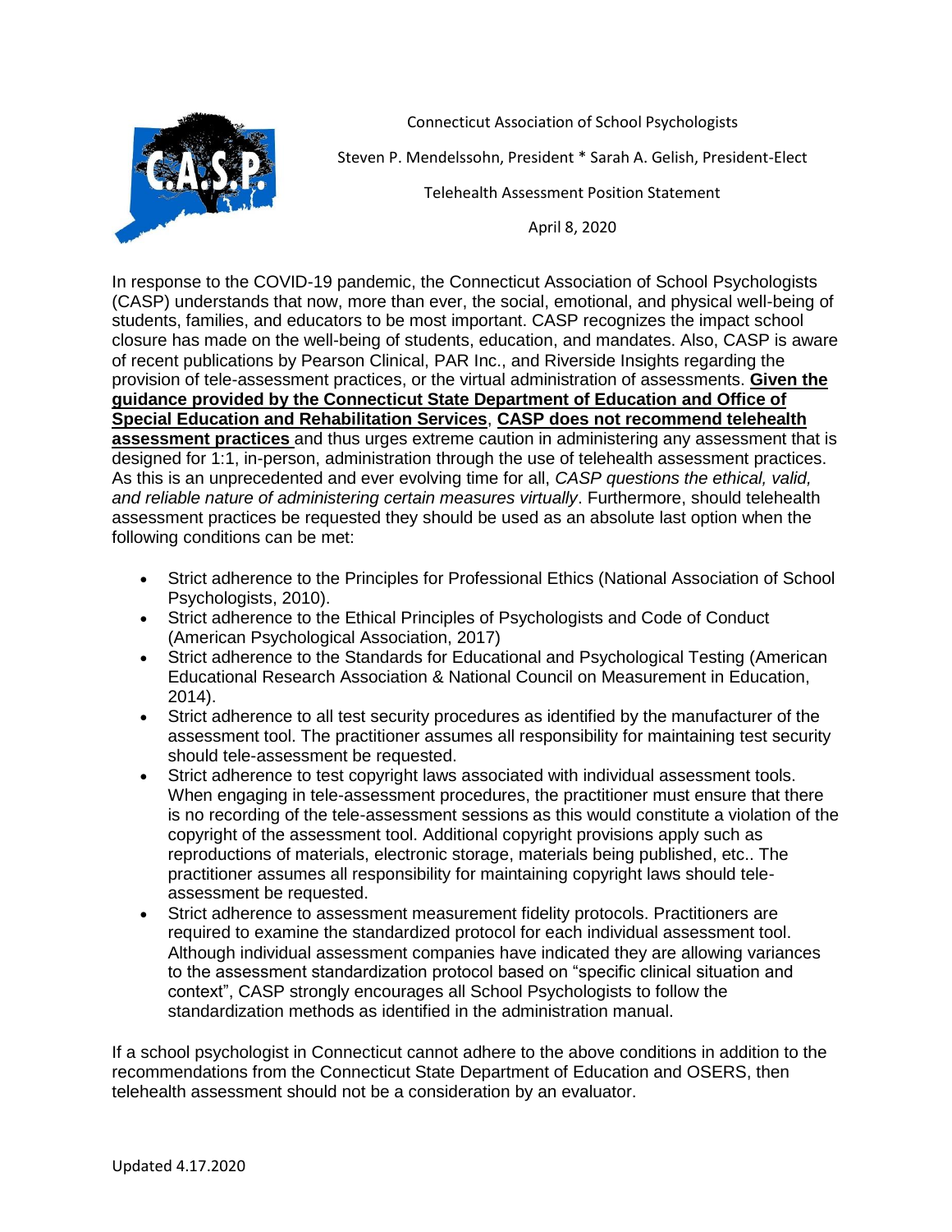Connecticut Association of School Psychologists

Steven P. Mendelssohn, President * Sarah A. Gelish, President-Elect

Telehealth Assessment Position Statement

April 8, 2020

In response to the COVID-19 pandemic, the Connecticut Association of School Psychologists (CASP) understands that now, more than ever, the social, emotional, and physical well-being of students, families, and educators to be most important. CASP recognizes the impact school closure has made on the well-being of students, education, and mandates. Also, CASP is aware of recent publications by Pearson Clinical, PAR Inc., and Riverside Insights regarding the provision of tele-assessment practices, or the virtual administration of assessments. **Given the guidance provided by the Connecticut State Department of Education and Office of Special Education and Rehabilitation Services**, **CASP does not recommend telehealth assessment practices** and thus urges extreme caution in administering any assessment that is designed for 1:1, in-person, administration through the use of telehealth assessment practices. As this is an unprecedented and ever evolving time for all, *CASP questions the ethical, valid, and reliable nature of administering certain measures virtually*. Furthermore, should telehealth assessment practices be requested they should be used as an absolute last option when the following conditions can be met:

- Strict adherence to the Principles for Professional Ethics (National Association of School Psychologists, 2010).
- Strict adherence to the Ethical Principles of Psychologists and Code of Conduct (American Psychological Association, 2017)
- Strict adherence to the Standards for Educational and Psychological Testing (American Educational Research Association & National Council on Measurement in Education, 2014).
- Strict adherence to all test security procedures as identified by the manufacturer of the assessment tool. The practitioner assumes all responsibility for maintaining test security should tele-assessment be requested.
- Strict adherence to test copyright laws associated with individual assessment tools. When engaging in tele-assessment procedures, the practitioner must ensure that there is no recording of the tele-assessment sessions as this would constitute a violation of the copyright of the assessment tool. Additional copyright provisions apply such as reproductions of materials, electronic storage, materials being published, etc.. The practitioner assumes all responsibility for maintaining copyright laws should tele-assessment be requested.
- Strict adherence to assessment measurement fidelity protocols. Practitioners are required to examine the standardized protocol for each individual assessment tool. Although individual assessment companies have indicated they are allowing variances to the assessment standardization protocol based on "specific clinical situation and context", CASP strongly encourages all School Psychologists to follow the standardization methods as identified in the administration manual.

If a school psychologist in Connecticut cannot adhere to the above conditions in addition to the recommendations from the Connecticut State Department of Education and OSERS, then telehealth assessment should not be a consideration by an evaluator.

Updated 4.17.2020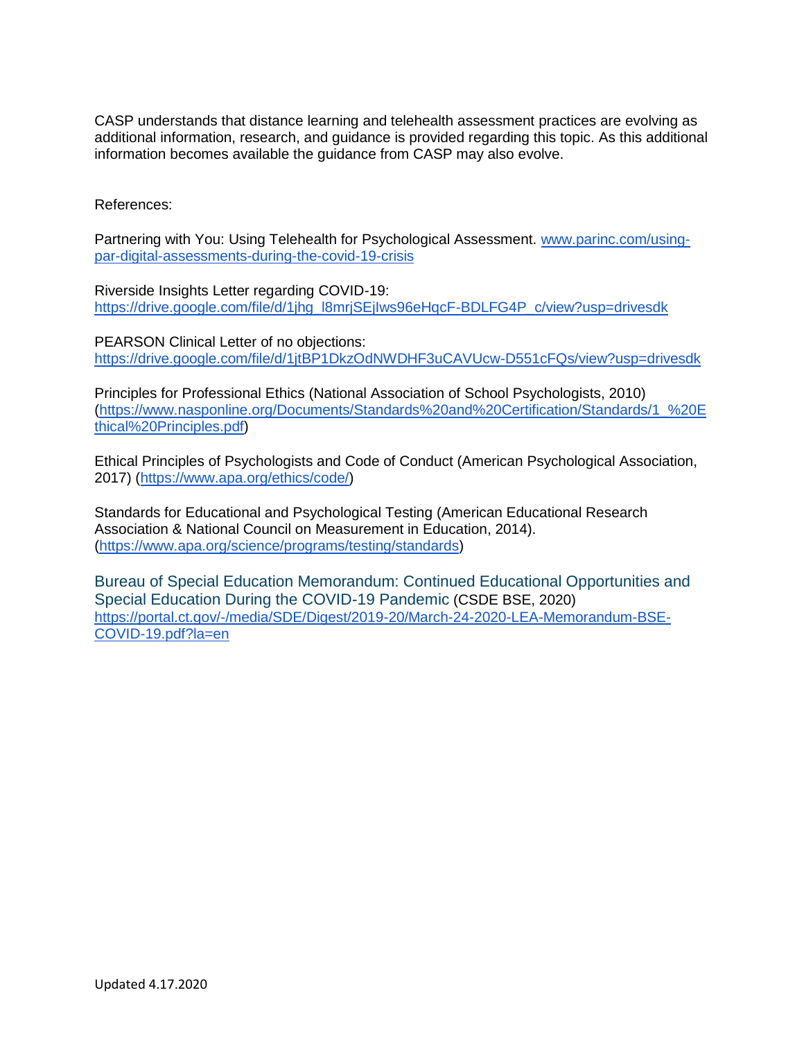CASP understands that distance learning and telehealth assessment practices are evolving as additional information, research, and guidance is provided regarding this topic. As this additional information becomes available the guidance from CASP may also evolve.

References:

Partnering with You: Using Telehealth for Psychological Assessment. www.parinc.com/using-par-digital-assessments-during-the-covid-19-crisis

Riverside Insights Letter regarding COVID-19: https://drive.google.com/file/d/1jhg_l8mrjSEjIws96eHqcF-BDLFG4P_c/view?usp=drivesdk

PEARSON Clinical Letter of no objections: https://drive.google.com/file/d/1jtBP1DkzOdNWDHF3uCAVUcw-D551cFQs/view?usp=drivesdk

Principles for Professional Ethics (National Association of School Psychologists, 2010) (https://www.nasponline.org/Documents/Standards%20and%20Certification/Standards/1_%20Ethical%20Principles.pdf)

Ethical Principles of Psychologists and Code of Conduct (American Psychological Association, 2017) (https://www.apa.org/ethics/code/)

Standards for Educational and Psychological Testing (American Educational Research Association & National Council on Measurement in Education, 2014). (https://www.apa.org/science/programs/testing/standards)

Bureau of Special Education Memorandum: Continued Educational Opportunities and Special Education During the COVID-19 Pandemic (CSDE BSE, 2020) https://portal.ct.gov/-/media/SDE/Digest/2019-20/March-24-2020-LEA-Memorandum-BSE-COVID-19.pdf?la=en

Updated 4.17.2020